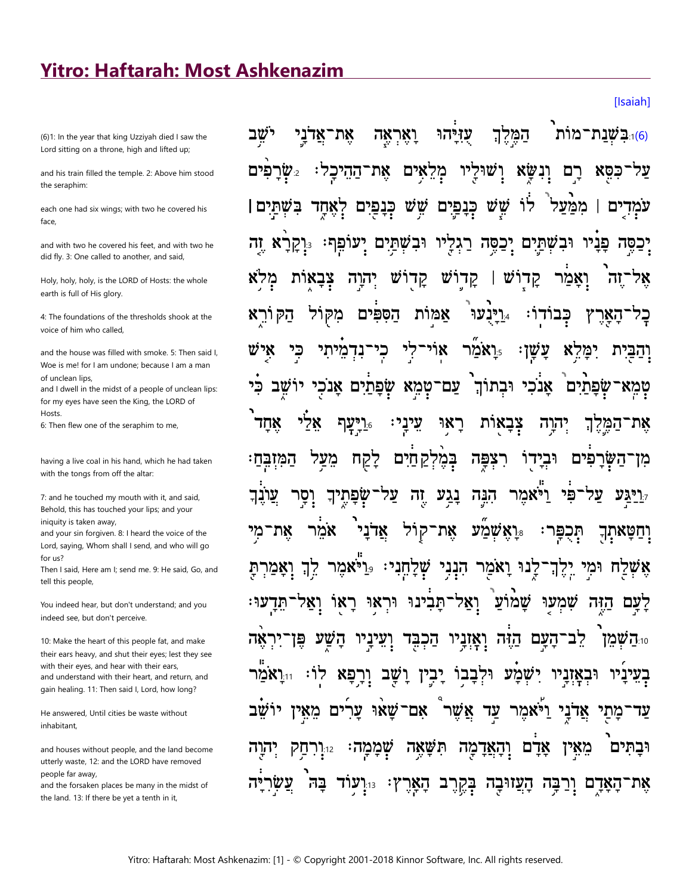# Yitro: Haftarah: Most Ashkenazim

[Isaiah]

(6)1: In the year that king Uzziyah died I saw the Lord sitting on a throne, high and lifted up;

and his train filled the temple. 2: Above him stood the seraphim:

each one had six wings; with two he covered his face,

and with two he covered his feet, and with two he did fly. 3: One called to another, and said,

Holy, holy, holy, is the LORD of Hosts: the whole earth is full of His glory.

4: The foundations of the thresholds shook at the voice of him who called,

and the house was filled with smoke. 5: Then said I, Woe is me! for I am undone; because I am a man of unclean lips,
and I dwell in the midst of a people of unclean lips: for my eyes have seen the King, the LORD of Hosts.
6: Then flew one of the seraphim to me,

having a live coal in his hand, which he had taken with the tongs from off the altar:

7: and he touched my mouth with it, and said, Behold, this has touched your lips; and your iniquity is taken away,
and your sin forgiven. 8: I heard the voice of the Lord, saying, Whom shall I send, and who will go for us?
Then I said, Here am I; send me. 9: He said, Go, and tell this people,

You indeed hear, but don't understand; and you indeed see, but don't perceive.

10: Make the heart of this people fat, and make their ears heavy, and shut their eyes; lest they see with their eyes, and hear with their ears,
and understand with their heart, and return, and gain healing. 11: Then said I, Lord, how long?

He answered, Until cities be waste without inhabitant,

and houses without people, and the land become utterly waste, 12: and the LORD have removed people far away,
and the forsaken places be many in the midst of the land. 13: If there be yet a tenth in it,

(6)1: בִּשְׁנַת־מוֹת֙ הַמֶּ֣לֶךְ עֻזִּיָּ֔הוּ וָאֶרְאֶ֧ה אֶת־אֲדֹנָ֛י יֹשֵׁ֥ב עַל־כִּסֵּ֖א רָ֣ם וְנִשָּׂ֑א וְשׁוּלָ֖יו מְלֵאִ֥ים אֶת־הַהֵיכָֽל׃ 2: שְׂרָפִ֨ים עֹמְדִ֤ים ׀ מִמַּ֙עַל֙ ל֔וֹ שֵׁ֧שׁ כְּנָפַ֛יִם שֵׁ֥שׁ כְּנָפַ֖יִם לְאֶחָ֑ד בִּשְׁתַּ֣יִם ׀ יְכַסֶּ֣ה פָנָ֗יו וּבִשְׁתַּ֛יִם יְכַסֶּ֥ה רַגְלָ֖יו וּבִשְׁתַּ֥יִם יְעוֹפֵֽף׃ 3: וְקָרָ֨א זֶ֤ה אֶל־זֶה֙ וְאָמַ֔ר קָד֧וֹשׁ ׀ קָד֛וֹשׁ קָד֖וֹשׁ יְהוָ֣ה צְבָא֑וֹת מְלֹ֥א כָל־הָאָ֖רֶץ כְּבוֹדֽוֹ׃ 4: וַיָּנֻ֙עוּ֙ אַמּ֣וֹת הַסִּפִּ֔ים מִקּ֖וֹל הַקּוֹרֵ֑א וְהַבַּ֖יִת יִמָּלֵ֥א עָשָֽׁן׃ 5: וָאֹמַ֞ר אֽוֹי־לִ֣י כִֽי־נִדְמֵ֗יתִי כִּ֣י אִ֤ישׁ טְמֵֽא־שְׂפָתַ֙יִם֙ אָנֹ֔כִי וּבְתוֹךְ֙ עַם־טְמֵ֣א שְׂפָתַ֔יִם אָנֹכִ֖י יוֹשֵׁ֑ב כִּ֗י אֶת־הַמֶּ֛לֶךְ יְהוָ֥ה צְבָא֖וֹת רָא֥וּ עֵינָֽי׃ 6: וַיָּ֣עָף אֵלַ֗י אֶחָד֙ מִן־הַשְּׂרָפִ֔ים וּבְיָד֖וֹ רִצְפָּ֑ה בְּמֶ֨לְקַחַ֔יִם לָקַ֖ח מֵעַ֥ל הַמִּזְבֵּֽחַ׃ 7: וַיַּגַּ֣ע עַל־פִּ֔י וַיֹּ֕אמֶר הִנֵּ֛ה נָגַ֥ע זֶ֖ה עַל־שְׂפָתֶ֑יךָ וְסָ֣ר עֲוֺנֶ֔ךָ וְחַטָּאתְךָ֖ תְּכֻפָּֽר׃ 8: וָאֶשְׁמַ֞ע אֶת־ק֤וֹל אֲדֹנָי֙ אֹמֵ֔ר אֶת־מִ֥י אֶשְׁלַ֖ח וּמִ֣י יֵֽלֶךְ־לָ֑נוּ וָאֹמַ֖ר הִנְנִ֥י שְׁלָחֵֽנִי׃ 9: וַיֹּ֕אמֶר לֵ֥ךְ וְאָמַרְתָּ֖ לָעָ֣ם הַזֶּ֑ה שִׁמְע֤וּ שָׁמוֹעַ֙ וְאַל־תָּבִ֔ינוּ וּרְא֥וּ רָא֖וֹ וְאַל־תֵּדָֽעוּ׃ 10: הַשְׁמֵן֙ לֵב־הָעָ֣ם הַזֶּ֔ה וְאָזְנָ֥יו הַכְבֵּ֖ד וְעֵינָ֣יו הָשַׁ֑ע פֶּן־יִרְאֶ֨ה בְעֵינָ֜יו וּבְאָזְנָ֧יו יִשְׁמָ֛ע וּלְבָב֥וֹ יָבִ֖ין וָשָׁ֥ב וְרָ֥פָא לֽוֹ׃ 11: וָאֹמַ֕ר עַד־מָתַ֖י אֲדֹנָ֑י וַיֹּ֗אמֶר עַ֣ד אֲשֶׁ֨ר אִם־שָׁא֜וּ עָרִ֗ים מֵאֵ֣ין יוֹשֵׁ֔ב וּבָתִּים֙ מֵאֵ֣ין אָדָ֔ם וְהָאֲדָמָ֖ה תִּשָּׁאֶ֥ה שְׁמָמָֽה׃ 12: וְרִחַ֥ק יְהוָ֖ה אֶת־הָאָדָ֑ם וְרַבָּ֥ה הָעֲזוּבָ֖ה בְּקֶ֥רֶב הָאָֽרֶץ׃ 13: וְע֥וֹד בָּהּ֙ עֲשִׂ֣רִיָּ֔ה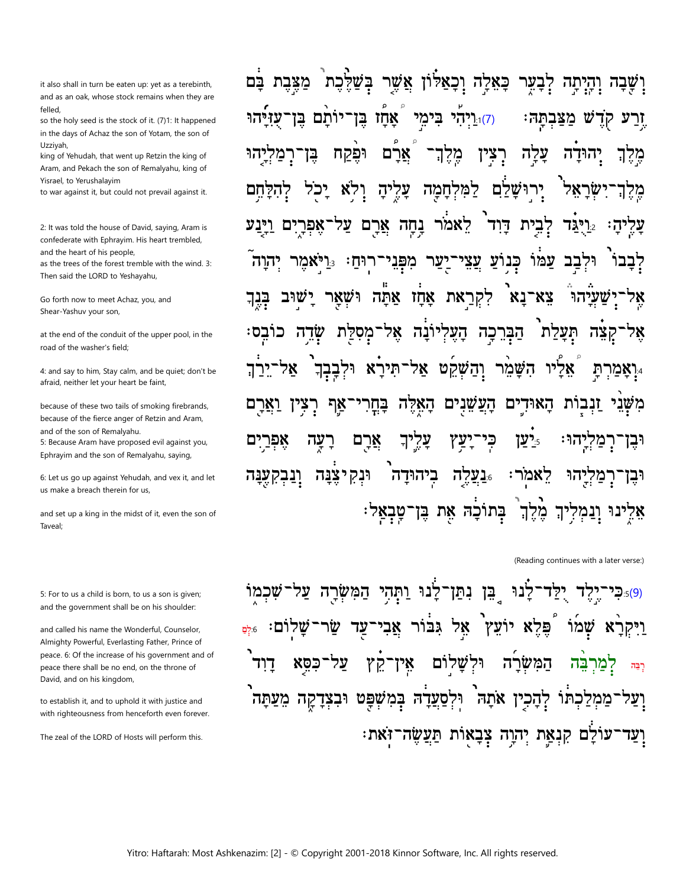וְשָׁבָה וְהָיְתָה לְבָעֵר כָּאֵלָה וְכָאַלּוֹן אֲשֶׁר בְּשַׁלֶּכֶת מַצֶּבֶת בָּם
זֶרַע קֹדֶשׁ מַצַּבְתָּהּ׃ (7)1:וַיְהִי בִּימֵי אָחָז בֶּן־יוֹתָם בֶּן־עֻזִּיָּהוּ
מֶלֶךְ יְהוּדָה עָלָה רְצִין מֶלֶךְ־אֲרָם וּפֶקַח בֶּן־רְמַלְיָהוּ
מֶלֶךְ־יִשְׂרָאֵל יְרוּשָׁלַםִ לַמִּלְחָמָה עָלֶיהָ וְלֹא יָכֹל לְהִלָּחֵם
עָלֶיהָ׃ 2:וַיֻּגַּד לְבֵית דָּוִד לֵאמֹר נָחָה אֲרָם עַל־אֶפְרָיִם וַיָּנַע
לְבָבוֹ וּלְבַב עַמּוֹ כְּנוֹעַ עֲצֵי־יַעַר מִפְּנֵי־רוּחַ׃ 3:וַיֹּאמֶר יְהוָה
אֶל־יְשַׁעְיָהוּ צֵא־נָא לִקְרַאת אָחָז אַתָּה וּשְׁאָר יָשׁוּב בְּנֶךָ
אֶל־קְצֵה תְּעָלַת הַבְּרֵכָה הָעֶלְיוֹנָה אֶל־מְסִלַּת שְׂדֵה כוֹבֵס׃
4:וְאָמַרְתָּ אֵלָיו הִשָּׁמֵר וְהַשְׁקֵט אַל־תִּירָא וּלְבָבְךָ אַל־יֵרַךְ
מִשְּׁנֵי זַנְבוֹת הָאוּדִים הָעֲשֵׁנִים הָאֵלֶּה בָּחֳרִי־אַף רְצִין וַאֲרָם
וּבֶן־רְמַלְיָהוּ׃ 5:יַעַן כִּי־יָעַץ עָלֶיךָ אֲרָם רָעָה אֶפְרַיִם
וּבֶן־רְמַלְיָהוּ לֵאמֹר׃ 6:נַעֲלֶה בִיהוּדָה וּנְקִיצֶנָּה וְנַבְקִעֶנָּה
אֵלֵינוּ וְנַמְלִיךְ מֶלֶךְ בְּתוֹכָהּ אֵת בֶּן־טָבְאַל׃

it also shall in turn be eaten up: yet as a terebinth, and as an oak, whose stock remains when they are felled,
so the holy seed is the stock of it. (7)1: It happened in the days of Achaz the son of Yotam, the son of Uzziyah,
king of Yehudah, that went up Retzin the king of Aram, and Pekach the son of Remalyahu, king of Yisrael, to Yerushalayim
to war against it, but could not prevail against it.

2: It was told the house of David, saying, Aram is confederate with Ephrayim. His heart trembled, and the heart of his people,
as the trees of the forest tremble with the wind. 3: Then said the LORD to Yeshayahu,

Go forth now to meet Achaz, you, and Shear-Yashuv your son,

at the end of the conduit of the upper pool, in the road of the washer's field;

4: and say to him, Stay calm, and be quiet; don't be afraid, neither let your heart be faint,

because of these two tails of smoking firebrands, because of the fierce anger of Retzin and Aram,
and of the son of Remalyahu.
5: Because Aram have proposed evil against you, Ephrayim and the son of Remalyahu, saying,

6: Let us go up against Yehudah, and vex it, and let us make a breach therein for us,

and set up a king in the midst of it, even the son of Taveal;

(Reading continues with a later verse:)

(9)5:כִּי־יֶלֶד יֻלַּד־לָנוּ בֵּן נִתַּן־לָנוּ וַתְּהִי הַמִּשְׂרָה עַל־שִׁכְמוֹ
וַיִּקְרָא שְׁמוֹ פֶּלֶא יוֹעֵץ אֵל גִּבּוֹר אֲבִי־עַד שַׂר־שָׁלוֹם׃ 6:לְםַ
רבה לְמַרְבֵּה הַמִּשְׂרָה וּלְשָׁלוֹם אֵין־קֵץ עַל־כִּסֵּא דָוִד
וְעַל־מַמְלַכְתּוֹ לְהָכִין אֹתָהּ וּלְסַעֲדָהּ בְּמִשְׁפָּט וּבִצְדָקָה מֵעַתָּה
וְעַד־עוֹלָם קִנְאַת יְהוָה צְבָאוֹת תַּעֲשֶׂה־זֹּאת׃

5: For to us a child is born, to us a son is given; and the government shall be on his shoulder:

and called his name the Wonderful, Counselor, Almighty Powerful, Everlasting Father, Prince of peace. 6: Of the increase of his government and of peace there shall be no end, on the throne of David, and on his kingdom,

to establish it, and to uphold it with justice and with righteousness from henceforth even forever.

The zeal of the LORD of Hosts will perform this.